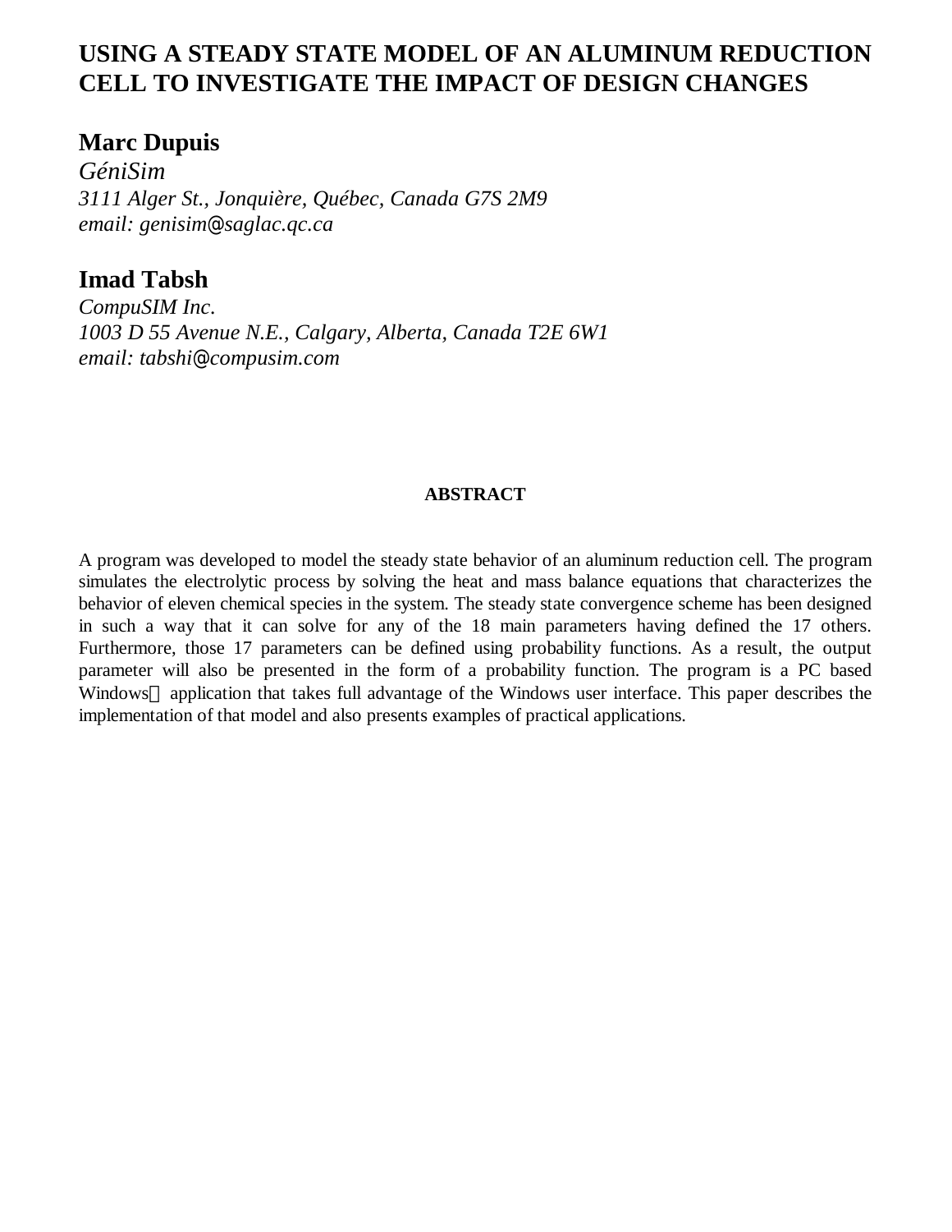# USING A STEADY STATE MODEL OF AN ALUMINUM REDUCTION CELL TO INVESTIGATE THE IMPACT OF DESIGN CHANGES

## Marc Dupuis

*GéniSim*
*3111 Alger St., Jonquière, Québec, Canada G7S 2M9*
*email: genisim@saglac.qc.ca*

## Imad Tabsh

*CompuSIM Inc.*
*1003 D 55 Avenue N.E., Calgary, Alberta, Canada T2E 6W1*
*email: tabshi@compusim.com*

### ABSTRACT

A program was developed to model the steady state behavior of an aluminum reduction cell. The program simulates the electrolytic process by solving the heat and mass balance equations that characterizes the behavior of eleven chemical species in the system. The steady state convergence scheme has been designed in such a way that it can solve for any of the 18 main parameters having defined the 17 others. Furthermore, those 17 parameters can be defined using probability functions. As a result, the output parameter will also be presented in the form of a probability function. The program is a PC based Windows application that takes full advantage of the Windows user interface. This paper describes the implementation of that model and also presents examples of practical applications.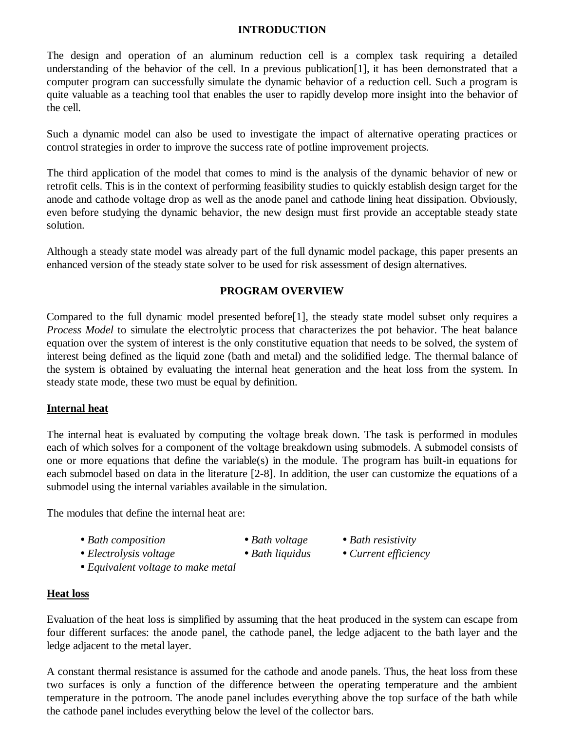## INTRODUCTION

The design and operation of an aluminum reduction cell is a complex task requiring a detailed understanding of the behavior of the cell. In a previous publication[1], it has been demonstrated that a computer program can successfully simulate the dynamic behavior of a reduction cell. Such a program is quite valuable as a teaching tool that enables the user to rapidly develop more insight into the behavior of the cell.

Such a dynamic model can also be used to investigate the impact of alternative operating practices or control strategies in order to improve the success rate of potline improvement projects.

The third application of the model that comes to mind is the analysis of the dynamic behavior of new or retrofit cells. This is in the context of performing feasibility studies to quickly establish design target for the anode and cathode voltage drop as well as the anode panel and cathode lining heat dissipation. Obviously, even before studying the dynamic behavior, the new design must first provide an acceptable steady state solution.

Although a steady state model was already part of the full dynamic model package, this paper presents an enhanced version of the steady state solver to be used for risk assessment of design alternatives.

## PROGRAM OVERVIEW

Compared to the full dynamic model presented before[1], the steady state model subset only requires a *Process Model* to simulate the electrolytic process that characterizes the pot behavior. The heat balance equation over the system of interest is the only constitutive equation that needs to be solved, the system of interest being defined as the liquid zone (bath and metal) and the solidified ledge. The thermal balance of the system is obtained by evaluating the internal heat generation and the heat loss from the system. In steady state mode, these two must be equal by definition.

### Internal heat

The internal heat is evaluated by computing the voltage break down. The task is performed in modules each of which solves for a component of the voltage breakdown using submodels. A submodel consists of one or more equations that define the variable(s) in the module. The program has built-in equations for each submodel based on data in the literature [2-8]. In addition, the user can customize the equations of a submodel using the internal variables available in the simulation.

The modules that define the internal heat are:

- *Bath composition*
- *Bath voltage*
- *Bath resistivity*
- *Electrolysis voltage*
- *Bath liquidus*
- *Current efficiency*
- *Equivalent voltage to make metal*

### Heat loss

Evaluation of the heat loss is simplified by assuming that the heat produced in the system can escape from four different surfaces: the anode panel, the cathode panel, the ledge adjacent to the bath layer and the ledge adjacent to the metal layer.

A constant thermal resistance is assumed for the cathode and anode panels. Thus, the heat loss from these two surfaces is only a function of the difference between the operating temperature and the ambient temperature in the potroom. The anode panel includes everything above the top surface of the bath while the cathode panel includes everything below the level of the collector bars.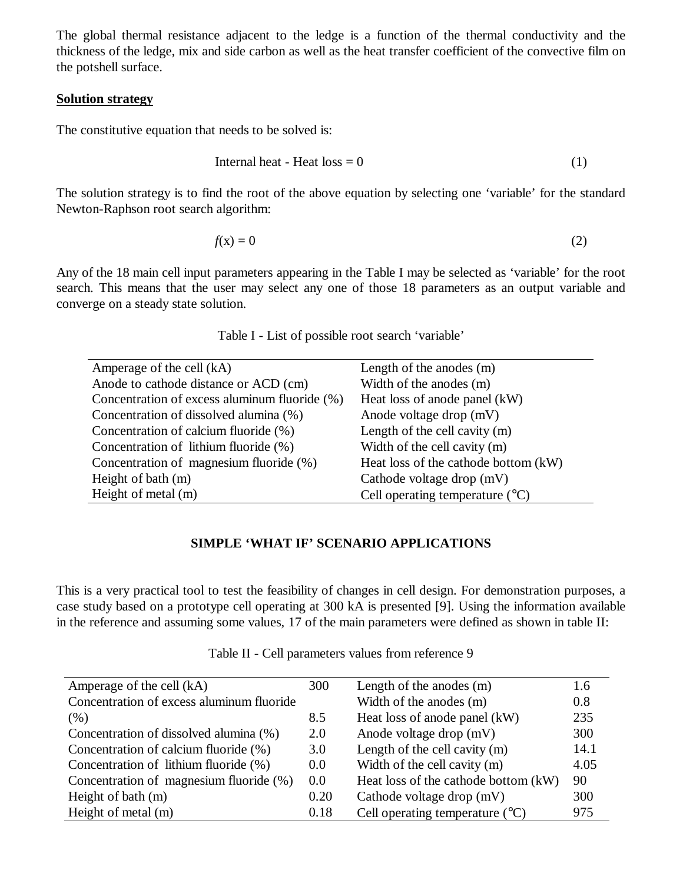The global thermal resistance adjacent to the ledge is a function of the thermal conductivity and the thickness of the ledge, mix and side carbon as well as the heat transfer coefficient of the convective film on the potshell surface.

**Solution strategy**

The constitutive equation that needs to be solved is:

$$\text{Internal heat - Heat loss} = 0 \tag{1}$$

The solution strategy is to find the root of the above equation by selecting one 'variable' for the standard Newton-Raphson root search algorithm:

$$f(\text{x}) = 0 \tag{2}$$

Any of the 18 main cell input parameters appearing in the Table I may be selected as 'variable' for the root search. This means that the user may select any one of those 18 parameters as an output variable and converge on a steady state solution.

Table I - List of possible root search 'variable'

| | |
|---|---|
| Amperage of the cell (kA) | Length of the anodes (m) |
| Anode to cathode distance or ACD (cm) | Width of the anodes (m) |
| Concentration of excess aluminum fluoride (%) | Heat loss of anode panel (kW) |
| Concentration of dissolved alumina (%) | Anode voltage drop (mV) |
| Concentration of calcium fluoride (%) | Length of the cell cavity (m) |
| Concentration of lithium fluoride (%) | Width of the cell cavity (m) |
| Concentration of magnesium fluoride (%) | Heat loss of the cathode bottom (kW) |
| Height of bath (m) | Cathode voltage drop (mV) |
| Height of metal (m) | Cell operating temperature (°C) |

## SIMPLE 'WHAT IF' SCENARIO APPLICATIONS

This is a very practical tool to test the feasibility of changes in cell design. For demonstration purposes, a case study based on a prototype cell operating at 300 kA is presented [9]. Using the information available in the reference and assuming some values, 17 of the main parameters were defined as shown in table II:

Table II - Cell parameters values from reference 9

| | | | |
|---|---|---|---|
| Amperage of the cell (kA) | 300 | Length of the anodes (m) | 1.6 |
| Concentration of excess aluminum fluoride (%) | 8.5 | Width of the anodes (m) | 0.8 |
| | | Heat loss of anode panel (kW) | 235 |
| Concentration of dissolved alumina (%) | 2.0 | Anode voltage drop (mV) | 300 |
| Concentration of calcium fluoride (%) | 3.0 | Length of the cell cavity (m) | 14.1 |
| Concentration of lithium fluoride (%) | 0.0 | Width of the cell cavity (m) | 4.05 |
| Concentration of magnesium fluoride (%) | 0.0 | Heat loss of the cathode bottom (kW) | 90 |
| Height of bath (m) | 0.20 | Cathode voltage drop (mV) | 300 |
| Height of metal (m) | 0.18 | Cell operating temperature (°C) | 975 |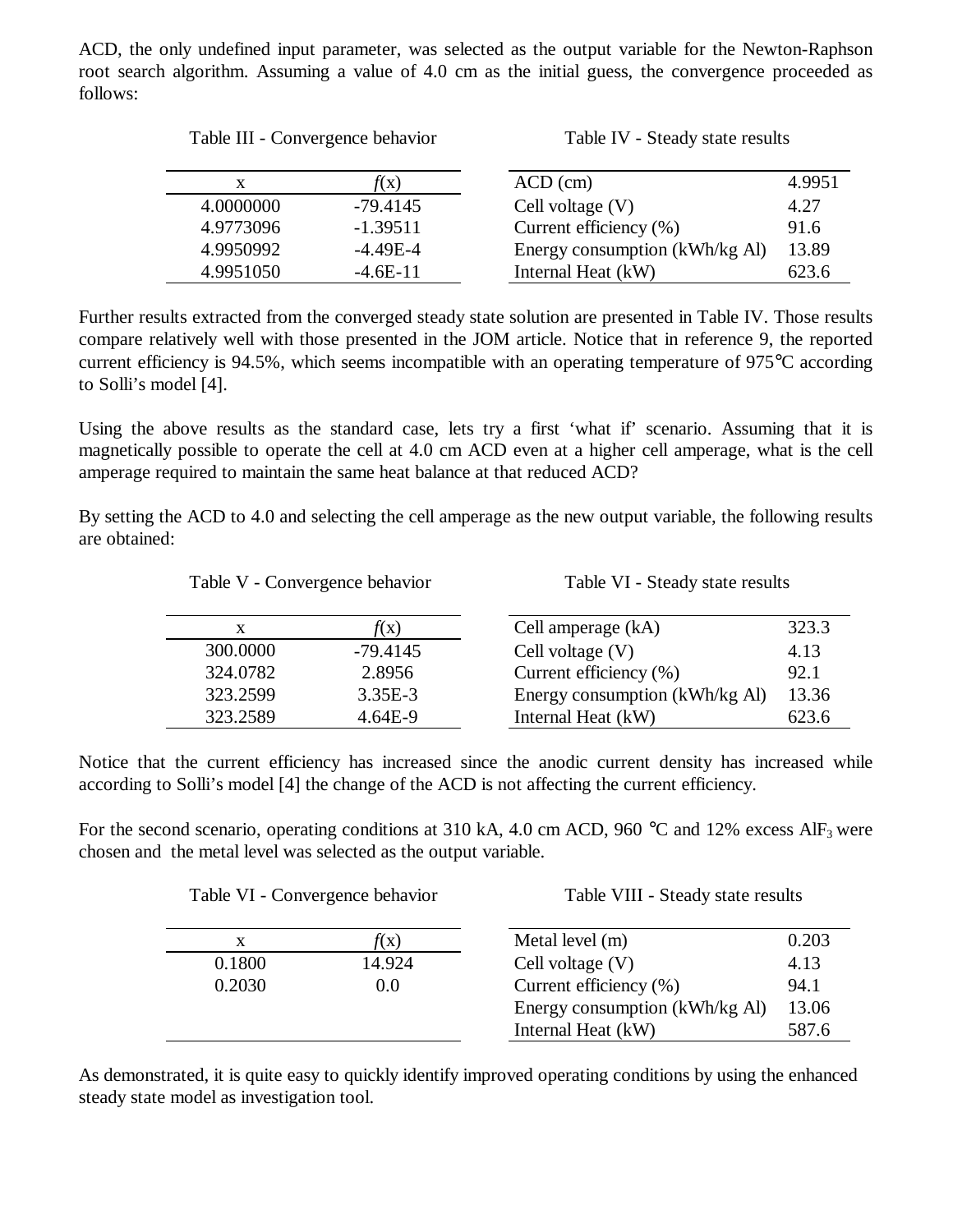ACD, the only undefined input parameter, was selected as the output variable for the Newton-Raphson root search algorithm. Assuming a value of 4.0 cm as the initial guess, the convergence proceeded as follows:

Table III - Convergence behavior

| x | $f(x)$ |
|---|---|
| 4.0000000 | -79.4145 |
| 4.9773096 | -1.39511 |
| 4.9950992 | -4.49E-4 |
| 4.9951050 | -4.6E-11 |

Table IV - Steady state results

| | |
|---|---|
| ACD (cm) | 4.9951 |
| Cell voltage (V) | 4.27 |
| Current efficiency (%) | 91.6 |
| Energy consumption (kWh/kg Al) | 13.89 |
| Internal Heat (kW) | 623.6 |

Further results extracted from the converged steady state solution are presented in Table IV. Those results compare relatively well with those presented in the JOM article. Notice that in reference 9, the reported current efficiency is 94.5%, which seems incompatible with an operating temperature of 975°C according to Solli's model [4].

Using the above results as the standard case, lets try a first 'what if' scenario. Assuming that it is magnetically possible to operate the cell at 4.0 cm ACD even at a higher cell amperage, what is the cell amperage required to maintain the same heat balance at that reduced ACD?

By setting the ACD to 4.0 and selecting the cell amperage as the new output variable, the following results are obtained:

Table V - Convergence behavior

| x | $f(x)$ |
|---|---|
| 300.0000 | -79.4145 |
| 324.0782 | 2.8956 |
| 323.2599 | 3.35E-3 |
| 323.2589 | 4.64E-9 |

Table VI - Steady state results

| | |
|---|---|
| Cell amperage (kA) | 323.3 |
| Cell voltage (V) | 4.13 |
| Current efficiency (%) | 92.1 |
| Energy consumption (kWh/kg Al) | 13.36 |
| Internal Heat (kW) | 623.6 |

Notice that the current efficiency has increased since the anodic current density has increased while according to Solli's model [4] the change of the ACD is not affecting the current efficiency.

For the second scenario, operating conditions at 310 kA, 4.0 cm ACD, 960 °C and 12% excess $AlF_3$ were chosen and the metal level was selected as the output variable.

Table VI - Convergence behavior

| x | $f(x)$ |
|---|---|
| 0.1800 | 14.924 |
| 0.2030 | 0.0 |

Table VIII - Steady state results

| | |
|---|---|
| Metal level (m) | 0.203 |
| Cell voltage (V) | 4.13 |
| Current efficiency (%) | 94.1 |
| Energy consumption (kWh/kg Al) | 13.06 |
| Internal Heat (kW) | 587.6 |

As demonstrated, it is quite easy to quickly identify improved operating conditions by using the enhanced steady state model as investigation tool.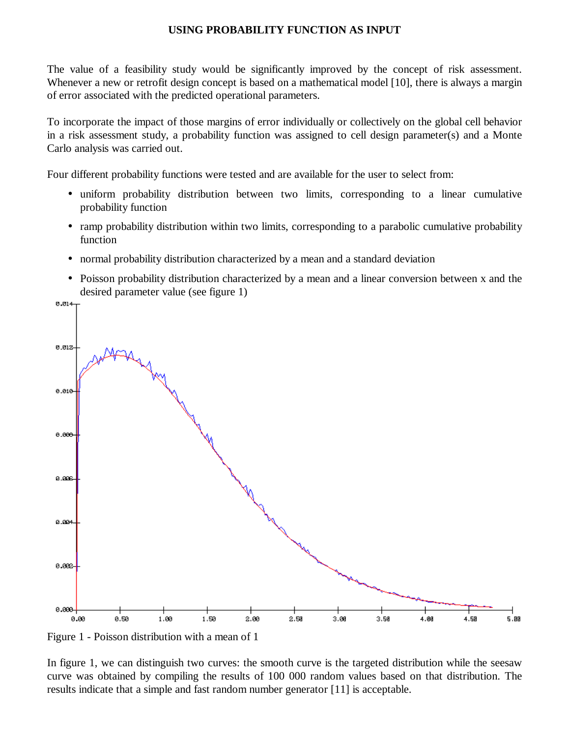## USING PROBABILITY FUNCTION AS INPUT

The value of a feasibility study would be significantly improved by the concept of risk assessment. Whenever a new or retrofit design concept is based on a mathematical model [10], there is always a margin of error associated with the predicted operational parameters.

To incorporate the impact of those margins of error individually or collectively on the global cell behavior in a risk assessment study, a probability function was assigned to cell design parameter(s) and a Monte Carlo analysis was carried out.

Four different probability functions were tested and are available for the user to select from:

- uniform probability distribution between two limits, corresponding to a linear cumulative probability function
- ramp probability distribution within two limits, corresponding to a parabolic cumulative probability function
- normal probability distribution characterized by a mean and a standard deviation
- Poisson probability distribution characterized by a mean and a linear conversion between x and the desired parameter value (see figure 1)

Figure 1 - Poisson distribution with a mean of 1

In figure 1, we can distinguish two curves: the smooth curve is the targeted distribution while the seesaw curve was obtained by compiling the results of 100 000 random values based on that distribution. The results indicate that a simple and fast random number generator [11] is acceptable.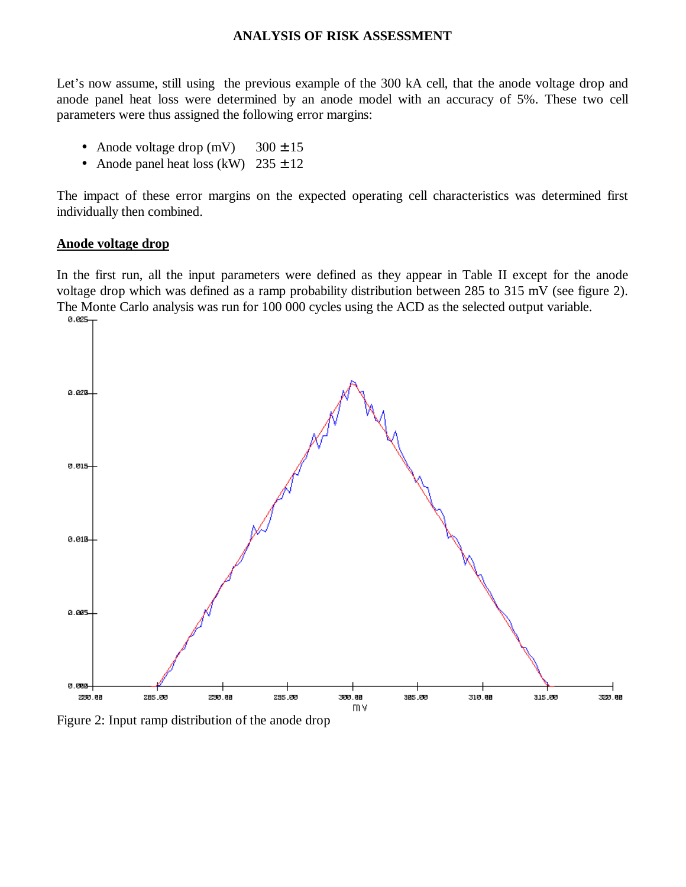## ANALYSIS OF RISK ASSESSMENT

Let's now assume, still using the previous example of the 300 kA cell, that the anode voltage drop and anode panel heat loss were determined by an anode model with an accuracy of 5%. These two cell parameters were thus assigned the following error margins:

- Anode voltage drop (mV) $300 \pm 15$
- Anode panel heat loss (kW) $235 \pm 12$

The impact of these error margins on the expected operating cell characteristics was determined first individually then combined.

### Anode voltage drop

In the first run, all the input parameters were defined as they appear in Table II except for the anode voltage drop which was defined as a ramp probability distribution between 285 to 315 mV (see figure 2). The Monte Carlo analysis was run for 100 000 cycles using the ACD as the selected output variable.

Figure 2: Input ramp distribution of the anode drop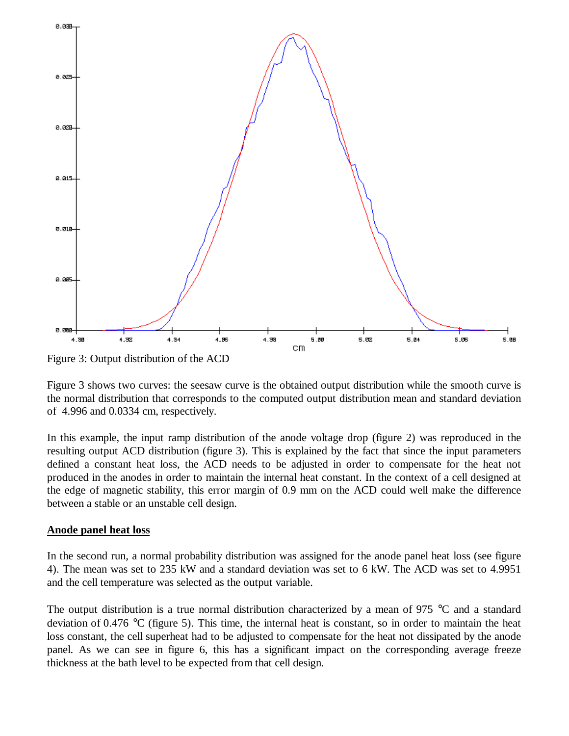Figure 3: Output distribution of the ACD

Figure 3 shows two curves: the seesaw curve is the obtained output distribution while the smooth curve is the normal distribution that corresponds to the computed output distribution mean and standard deviation of 4.996 and 0.0334 cm, respectively.

In this example, the input ramp distribution of the anode voltage drop (figure 2) was reproduced in the resulting output ACD distribution (figure 3). This is explained by the fact that since the input parameters defined a constant heat loss, the ACD needs to be adjusted in order to compensate for the heat not produced in the anodes in order to maintain the internal heat constant. In the context of a cell designed at the edge of magnetic stability, this error margin of 0.9 mm on the ACD could well make the difference between a stable or an unstable cell design.

## Anode panel heat loss

In the second run, a normal probability distribution was assigned for the anode panel heat loss (see figure 4). The mean was set to 235 kW and a standard deviation was set to 6 kW. The ACD was set to 4.9951 and the cell temperature was selected as the output variable.

The output distribution is a true normal distribution characterized by a mean of 975 °C and a standard deviation of 0.476 °C (figure 5). This time, the internal heat is constant, so in order to maintain the heat loss constant, the cell superheat had to be adjusted to compensate for the heat not dissipated by the anode panel. As we can see in figure 6, this has a significant impact on the corresponding average freeze thickness at the bath level to be expected from that cell design.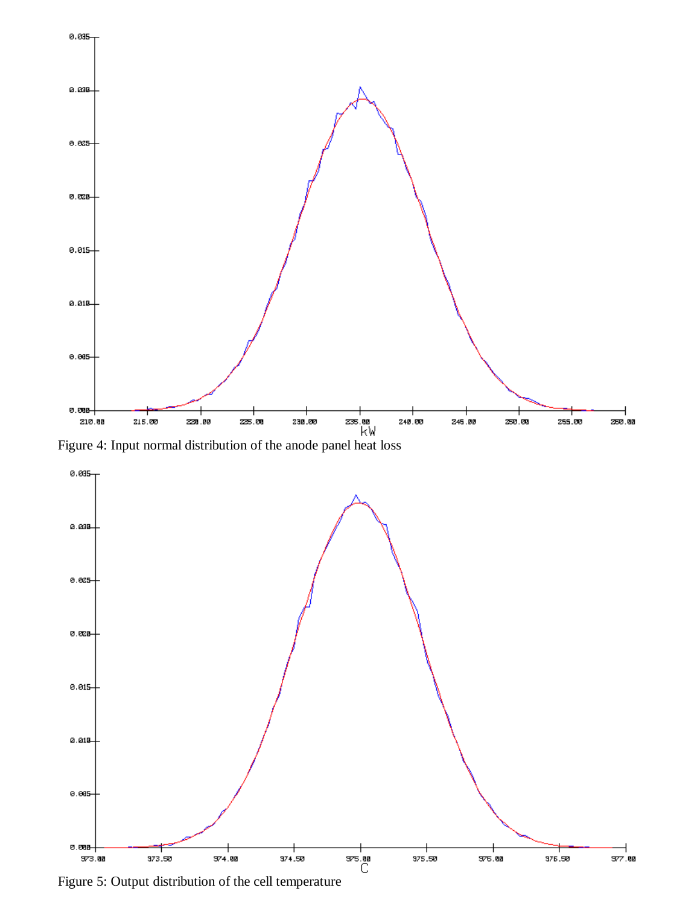Figure 4: Input normal distribution of the anode panel heat loss

Figure 5: Output distribution of the cell temperature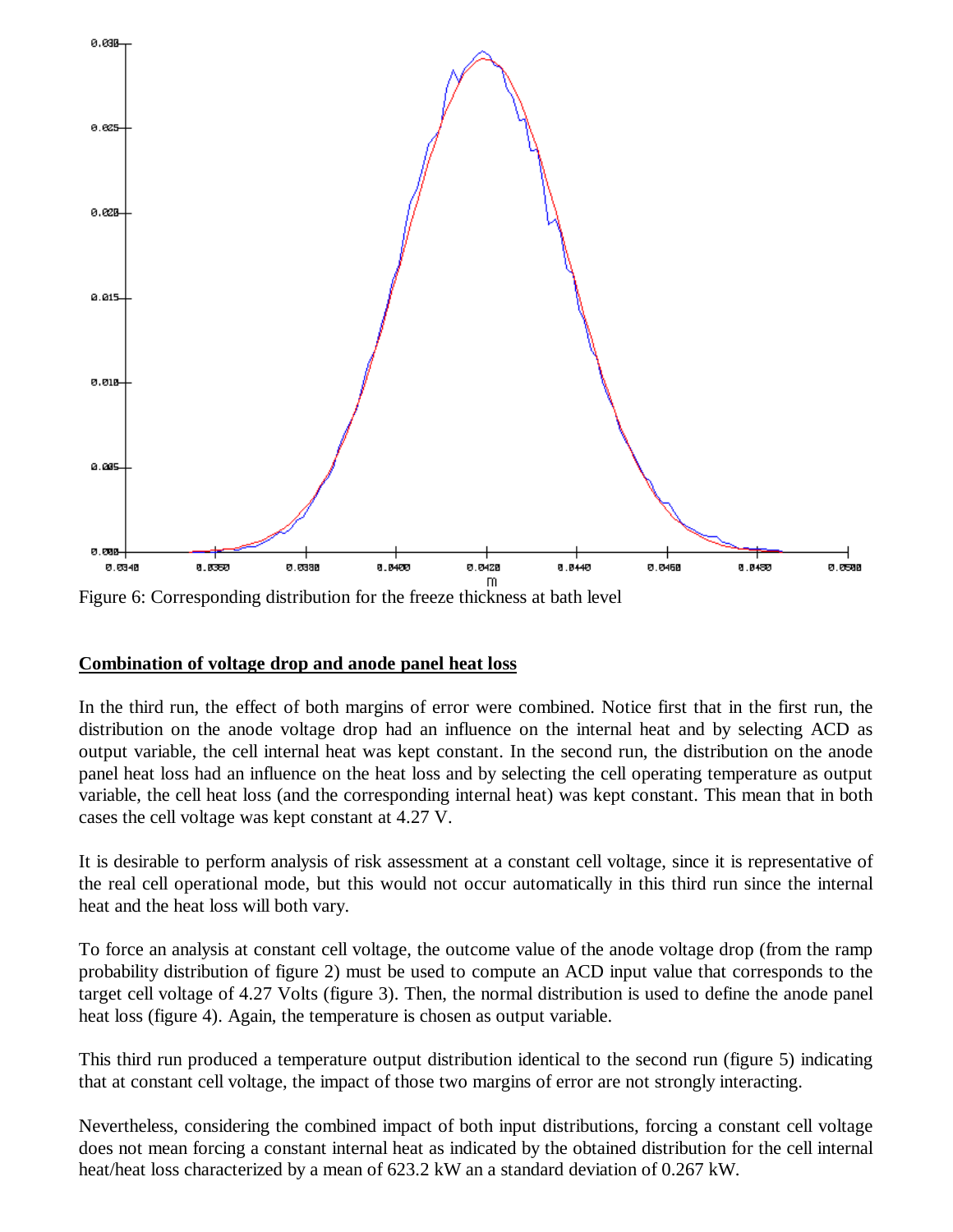Figure 6: Corresponding distribution for the freeze thickness at bath level

## Combination of voltage drop and anode panel heat loss

In the third run, the effect of both margins of error were combined. Notice first that in the first run, the distribution on the anode voltage drop had an influence on the internal heat and by selecting ACD as output variable, the cell internal heat was kept constant. In the second run, the distribution on the anode panel heat loss had an influence on the heat loss and by selecting the cell operating temperature as output variable, the cell heat loss (and the corresponding internal heat) was kept constant. This mean that in both cases the cell voltage was kept constant at 4.27 V.

It is desirable to perform analysis of risk assessment at a constant cell voltage, since it is representative of the real cell operational mode, but this would not occur automatically in this third run since the internal heat and the heat loss will both vary.

To force an analysis at constant cell voltage, the outcome value of the anode voltage drop (from the ramp probability distribution of figure 2) must be used to compute an ACD input value that corresponds to the target cell voltage of 4.27 Volts (figure 3). Then, the normal distribution is used to define the anode panel heat loss (figure 4). Again, the temperature is chosen as output variable.

This third run produced a temperature output distribution identical to the second run (figure 5) indicating that at constant cell voltage, the impact of those two margins of error are not strongly interacting.

Nevertheless, considering the combined impact of both input distributions, forcing a constant cell voltage does not mean forcing a constant internal heat as indicated by the obtained distribution for the cell internal heat/heat loss characterized by a mean of 623.2 kW an a standard deviation of 0.267 kW.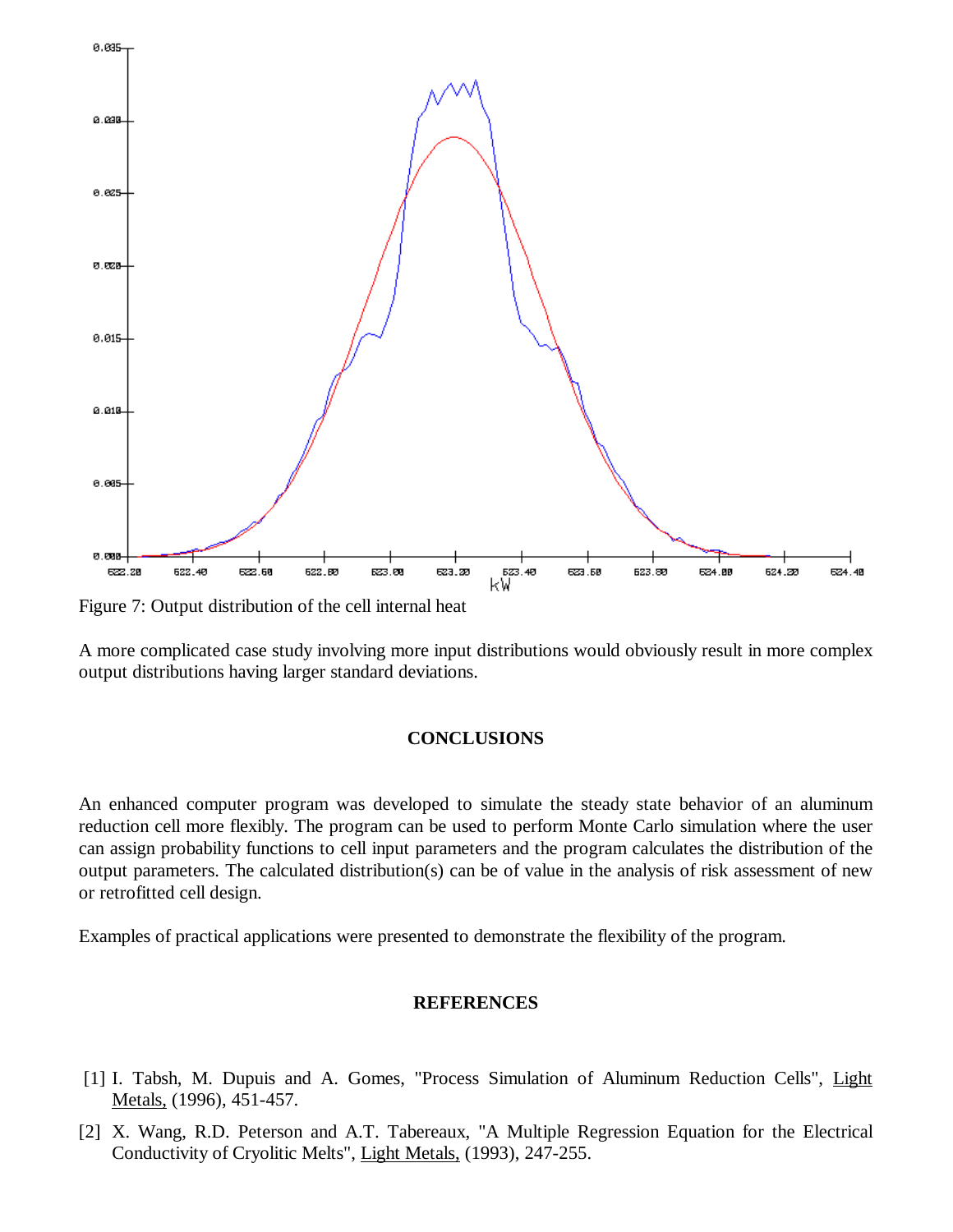Figure 7: Output distribution of the cell internal heat

A more complicated case study involving more input distributions would obviously result in more complex output distributions having larger standard deviations.

## CONCLUSIONS

An enhanced computer program was developed to simulate the steady state behavior of an aluminum reduction cell more flexibly. The program can be used to perform Monte Carlo simulation where the user can assign probability functions to cell input parameters and the program calculates the distribution of the output parameters. The calculated distribution(s) can be of value in the analysis of risk assessment of new or retrofitted cell design.

Examples of practical applications were presented to demonstrate the flexibility of the program.

## REFERENCES

[1] I. Tabsh, M. Dupuis and A. Gomes, "Process Simulation of Aluminum Reduction Cells", Light Metals, (1996), 451-457.

[2] X. Wang, R.D. Peterson and A.T. Tabereaux, "A Multiple Regression Equation for the Electrical Conductivity of Cryolitic Melts", Light Metals, (1993), 247-255.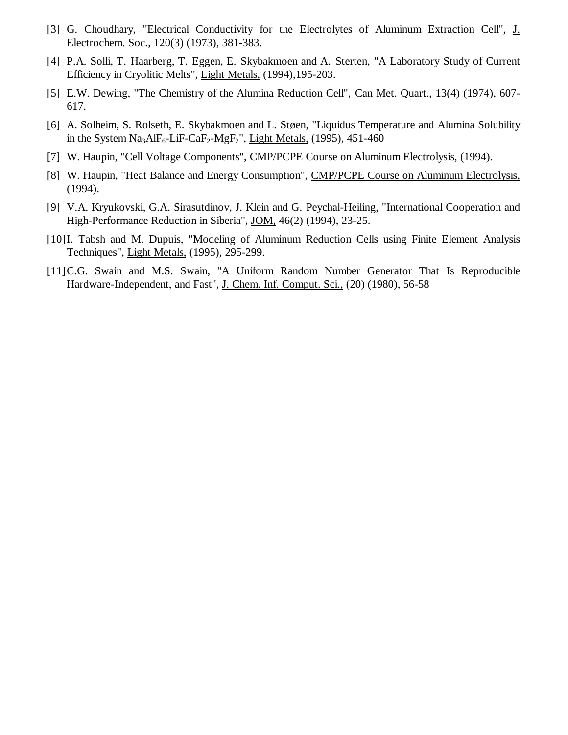[3] G. Choudhary, "Electrical Conductivity for the Electrolytes of Aluminum Extraction Cell", J. Electrochem. Soc., 120(3) (1973), 381-383.

[4] P.A. Solli, T. Haarberg, T. Eggen, E. Skybakmoen and A. Sterten, "A Laboratory Study of Current Efficiency in Cryolitic Melts", Light Metals, (1994),195-203.

[5] E.W. Dewing, "The Chemistry of the Alumina Reduction Cell", Can Met. Quart., 13(4) (1974), 607-617.

[6] A. Solheim, S. Rolseth, E. Skybakmoen and L. Støen, "Liquidus Temperature and Alumina Solubility in the System $Na_3AlF_6$-LiF-$CaF_2$-$MgF_2$", Light Metals, (1995), 451-460

[7] W. Haupin, "Cell Voltage Components", CMP/PCPE Course on Aluminum Electrolysis, (1994).

[8] W. Haupin, "Heat Balance and Energy Consumption", CMP/PCPE Course on Aluminum Electrolysis, (1994).

[9] V.A. Kryukovski, G.A. Sirasutdinov, J. Klein and G. Peychal-Heiling, "International Cooperation and High-Performance Reduction in Siberia", JOM, 46(2) (1994), 23-25.

[10] I. Tabsh and M. Dupuis, "Modeling of Aluminum Reduction Cells using Finite Element Analysis Techniques", Light Metals, (1995), 295-299.

[11] C.G. Swain and M.S. Swain, "A Uniform Random Number Generator That Is Reproducible Hardware-Independent, and Fast", J. Chem. Inf. Comput. Sci., (20) (1980), 56-58